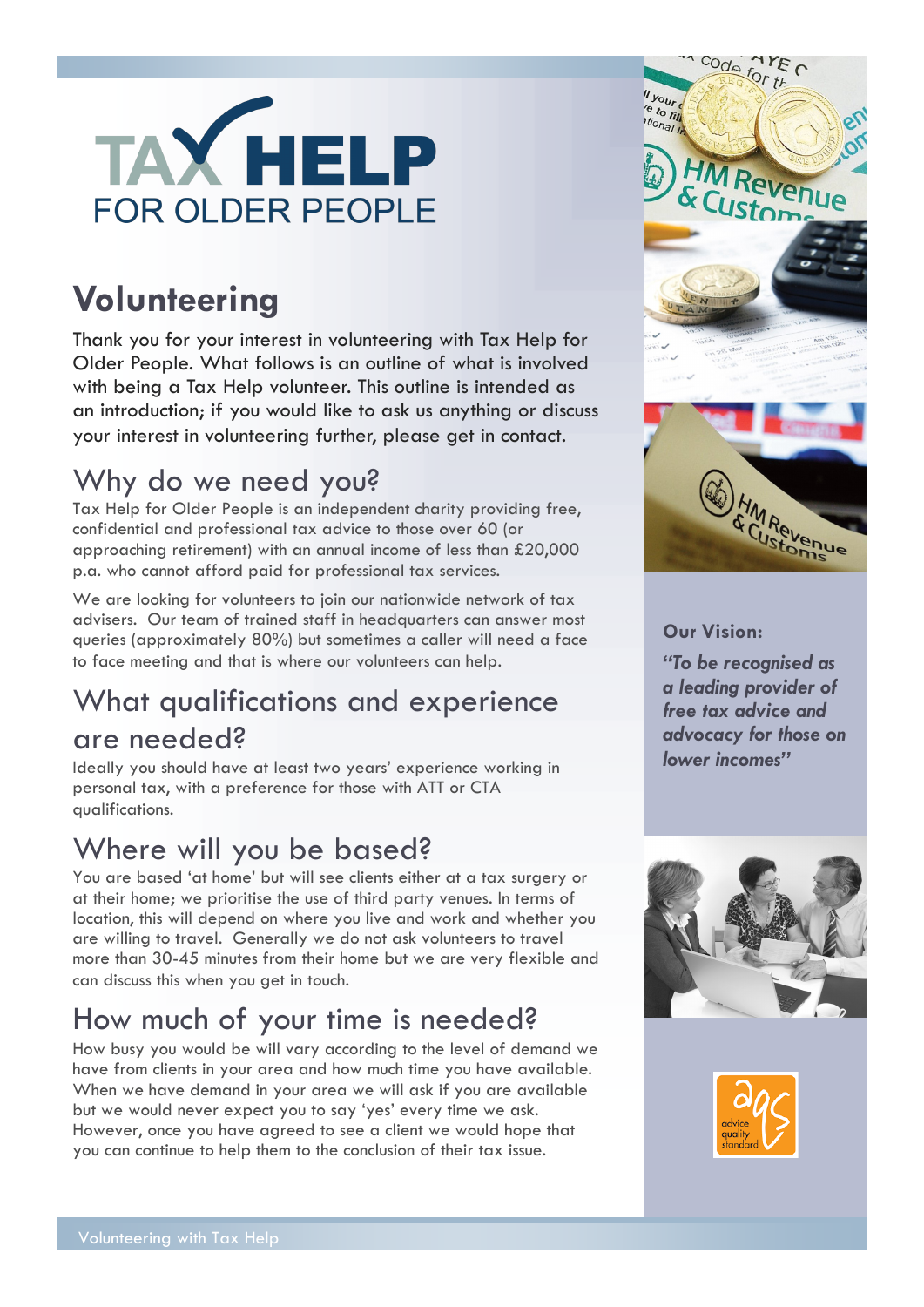# TAX HELP FOR OLDER PEOPLE

## Volunteering

Thank you for your interest in volunteering with Tax Help for Older People. What follows is an outline of what is involved with being a Tax Help volunteer. This outline is intended as an introduction; if you would like to ask us anything or discuss your interest in volunteering further, please get in contact.

### Why do we need you?

Tax Help for Older People is an independent charity providing free, confidential and professional tax advice to those over 60 (or approaching retirement) with an annual income of less than £20,000 p.a. who cannot afford paid for professional tax services.

We are looking for volunteers to join our nationwide network of tax advisers. Our team of trained staff in headquarters can answer most queries (approximately 80%) but sometimes a caller will need a face to face meeting and that is where our volunteers can help.

### What qualifications and experience are needed?

Ideally you should have at least two years' experience working in personal tax, with a preference for those with ATT or CTA qualifications.

### Where will you be based?

You are based 'at home' but will see clients either at a tax surgery or at their home; we prioritise the use of third party venues. In terms of location, this will depend on where you live and work and whether you are willing to travel. Generally we do not ask volunteers to travel more than 30-45 minutes from their home but we are very flexible and can discuss this when you get in touch.

### How much of your time is needed?

How busy you would be will vary according to the level of demand we have from clients in your area and how much time you have available. When we have demand in your area we will ask if you are available but we would never expect you to say 'yes' every time we ask. However, once you have agreed to see a client we would hope that you can continue to help them to the conclusion of their tax issue.

**Our Vision:**

***"To be recognised as a leading provider of free tax advice and advocacy for those on lower incomes"***

advice quality standard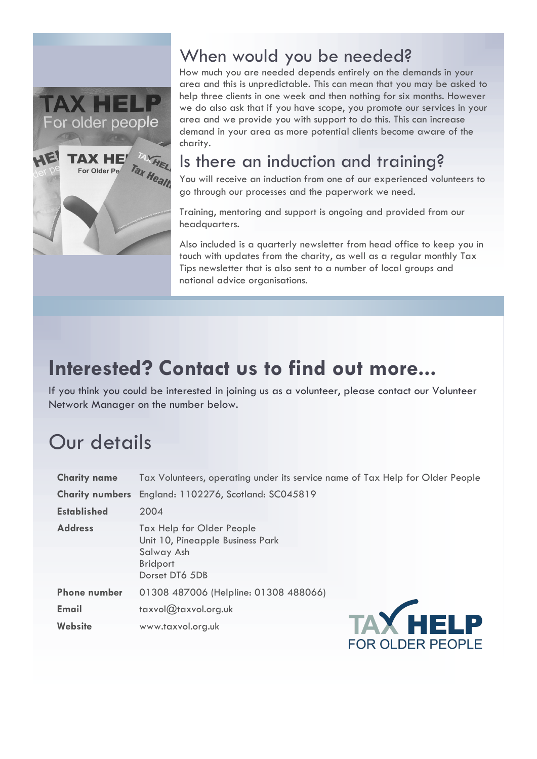## When would you be needed?

How much you are needed depends entirely on the demands in your area and this is unpredictable. This can mean that you may be asked to help three clients in one week and then nothing for six months. However we do also ask that if you have scope, you promote our services in your area and we provide you with support to do this. This can increase demand in your area as more potential clients become aware of the charity.

## Is there an induction and training?

You will receive an induction from one of our experienced volunteers to go through our processes and the paperwork we need.

Training, mentoring and support is ongoing and provided from our headquarters.

Also included is a quarterly newsletter from head office to keep you in touch with updates from the charity, as well as a regular monthly Tax Tips newsletter that is also sent to a number of local groups and national advice organisations.

# Interested? Contact us to find out more...

If you think you could be interested in joining us as a volunteer, please contact our Volunteer Network Manager on the number below.

## Our details

| | |
|---|---|
| **Charity name** | Tax Volunteers, operating under its service name of Tax Help for Older People |
| **Charity numbers** | England: 1102276, Scotland: SC045819 |
| **Established** | 2004 |
| **Address** | Tax Help for Older People<br>Unit 10, Pineapple Business Park<br>Salway Ash<br>Bridport<br>Dorset DT6 5DB |
| **Phone number** | 01308 487006 (Helpline: 01308 488066) |
| **Email** | taxvol@taxvol.org.uk |
| **Website** | www.taxvol.org.uk |

TAX HELP FOR OLDER PEOPLE